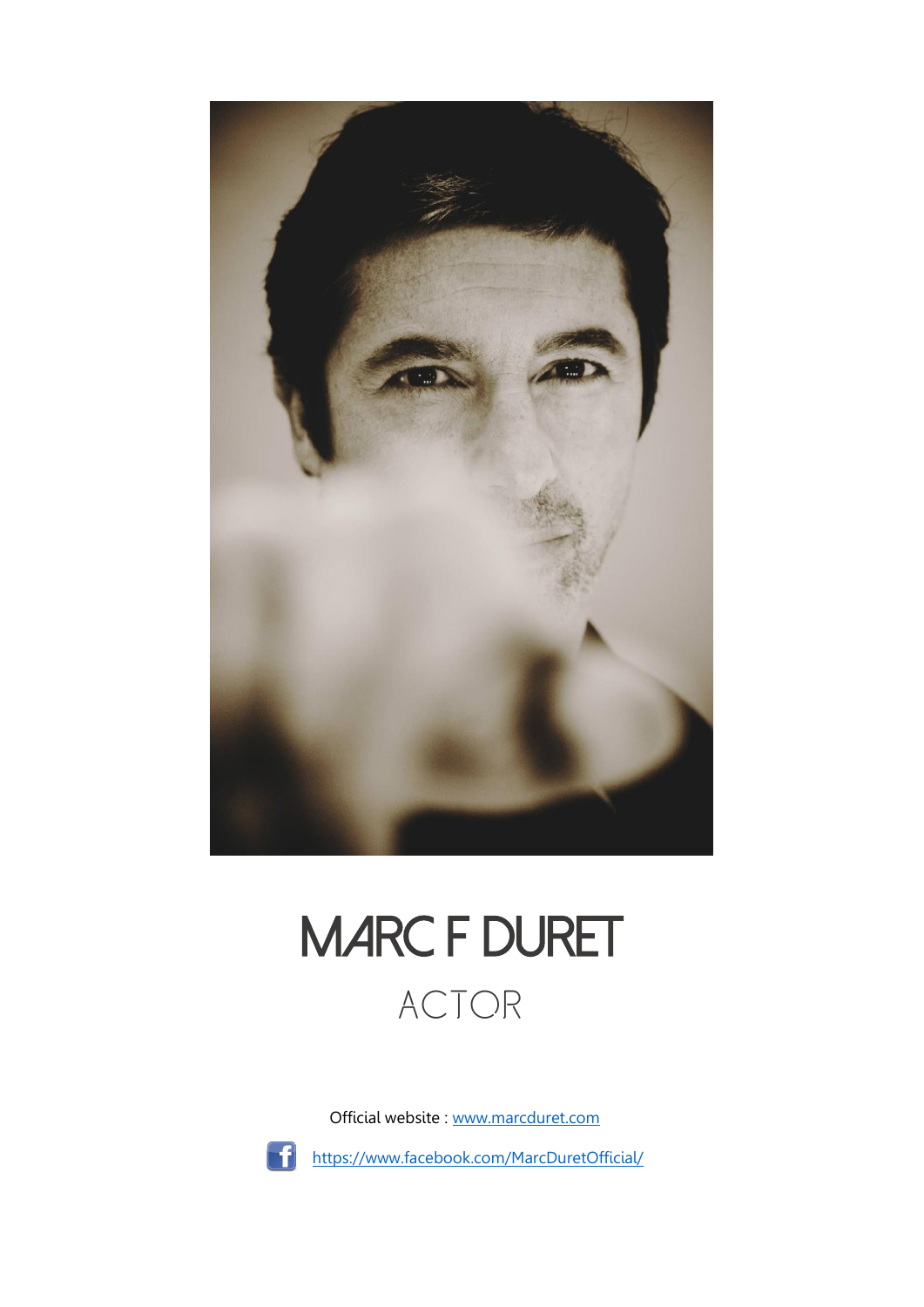# MARC F DURET

## ACTOR

Official website : [www.marcduret.com](http://www.marcduret.com)

[https://www.facebook.com/MarcDuretOfficial/](https://www.facebook.com/MarcDuretOfficial/)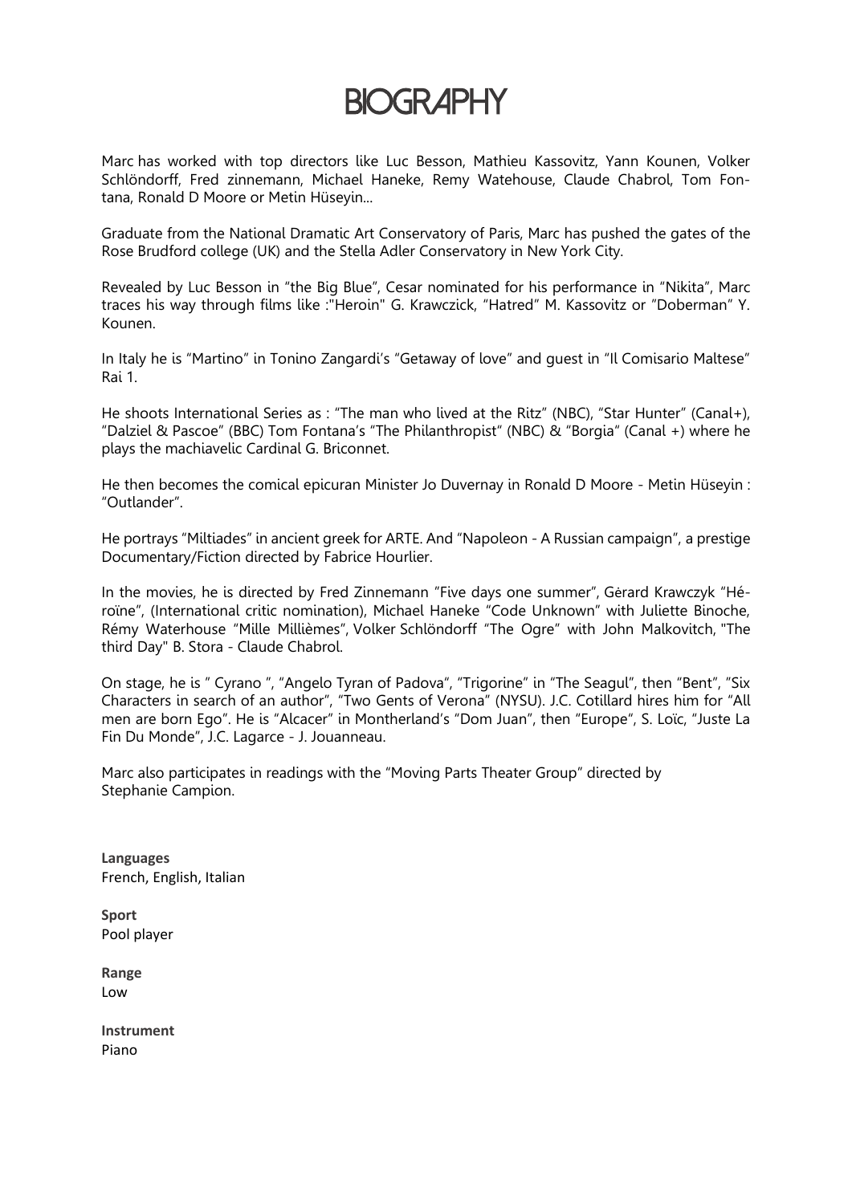# BIOGRAPHY

Marc has worked with top directors like Luc Besson, Mathieu Kassovitz, Yann Kounen, Volker Schlöndorff, Fred zinnemann, Michael Haneke, Remy Watehouse, Claude Chabrol, Tom Fontana, Ronald D Moore or Metin Hüseyin...

Graduate from the National Dramatic Art Conservatory of Paris, Marc has pushed the gates of the Rose Brudford college (UK) and the Stella Adler Conservatory in New York City.

Revealed by Luc Besson in "the Big Blue", Cesar nominated for his performance in "Nikita", Marc traces his way through films like :"Heroin" G. Krawczick, "Hatred" M. Kassovitz or "Doberman" Y. Kounen.

In Italy he is "Martino" in Tonino Zangardi's "Getaway of love" and guest in "Il Comisario Maltese" Rai 1.

He shoots International Series as : "The man who lived at the Ritz" (NBC), "Star Hunter" (Canal+), "Dalziel & Pascoe" (BBC) Tom Fontana's "The Philanthropist" (NBC) & "Borgia" (Canal +) where he plays the machiavelic Cardinal G. Briconnet.

He then becomes the comical epicuran Minister Jo Duvernay in Ronald D Moore - Metin Hüseyin : "Outlander".

He portrays "Miltiades" in ancient greek for ARTE. And "Napoleon - A Russian campaign", a prestige Documentary/Fiction directed by Fabrice Hourlier.

In the movies, he is directed by Fred Zinnemann "Five days one summer", Gérard Krawczyk "Héroïne", (International critic nomination), Michael Haneke "Code Unknown" with Juliette Binoche, Rémy Waterhouse "Mille Millièmes", Volker Schlöndorff "The Ogre" with John Malkovitch, "The third Day" B. Stora - Claude Chabrol.

On stage, he is " Cyrano ", "Angelo Tyran of Padova", "Trigorine" in "The Seagul", then "Bent", "Six Characters in search of an author", "Two Gents of Verona" (NYSU). J.C. Cotillard hires him for "All men are born Ego". He is "Alcacer" in Montherland's "Dom Juan", then "Europe", S. Loïc, "Juste La Fin Du Monde", J.C. Lagarce - J. Jouanneau.

Marc also participates in readings with the "Moving Parts Theater Group" directed by Stephanie Campion.

**Languages**
French, English, Italian

**Sport**
Pool player

**Range**
Low

**Instrument**
Piano